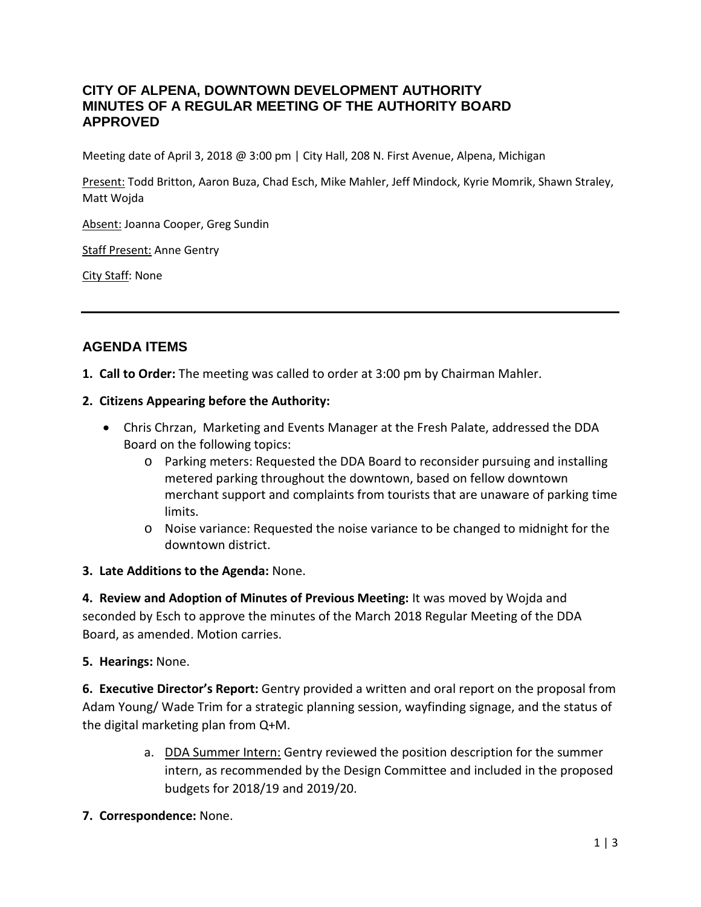# CITY OF ALPENA, DOWNTOWN DEVELOPMENT AUTHORITY
# MINUTES OF A REGULAR MEETING OF THE AUTHORITY BOARD
# APPROVED

Meeting date of April 3, 2018 @ 3:00 pm | City Hall, 208 N. First Avenue, Alpena, Michigan

Present: Todd Britton, Aaron Buza, Chad Esch, Mike Mahler, Jeff Mindock, Kyrie Momrik, Shawn Straley, Matt Wojda

Absent: Joanna Cooper, Greg Sundin

Staff Present: Anne Gentry

City Staff: None

---

## AGENDA ITEMS

**1. Call to Order:** The meeting was called to order at 3:00 pm by Chairman Mahler.

**2. Citizens Appearing before the Authority:**

- Chris Chrzan, Marketing and Events Manager at the Fresh Palate, addressed the DDA Board on the following topics:
  - Parking meters: Requested the DDA Board to reconsider pursuing and installing metered parking throughout the downtown, based on fellow downtown merchant support and complaints from tourists that are unaware of parking time limits.
  - Noise variance: Requested the noise variance to be changed to midnight for the downtown district.

**3. Late Additions to the Agenda:** None.

**4. Review and Adoption of Minutes of Previous Meeting:** It was moved by Wojda and seconded by Esch to approve the minutes of the March 2018 Regular Meeting of the DDA Board, as amended. Motion carries.

**5. Hearings:** None.

**6. Executive Director's Report:** Gentry provided a written and oral report on the proposal from Adam Young/ Wade Trim for a strategic planning session, wayfinding signage, and the status of the digital marketing plan from Q+M.

a. DDA Summer Intern: Gentry reviewed the position description for the summer intern, as recommended by the Design Committee and included in the proposed budgets for 2018/19 and 2019/20.

**7. Correspondence:** None.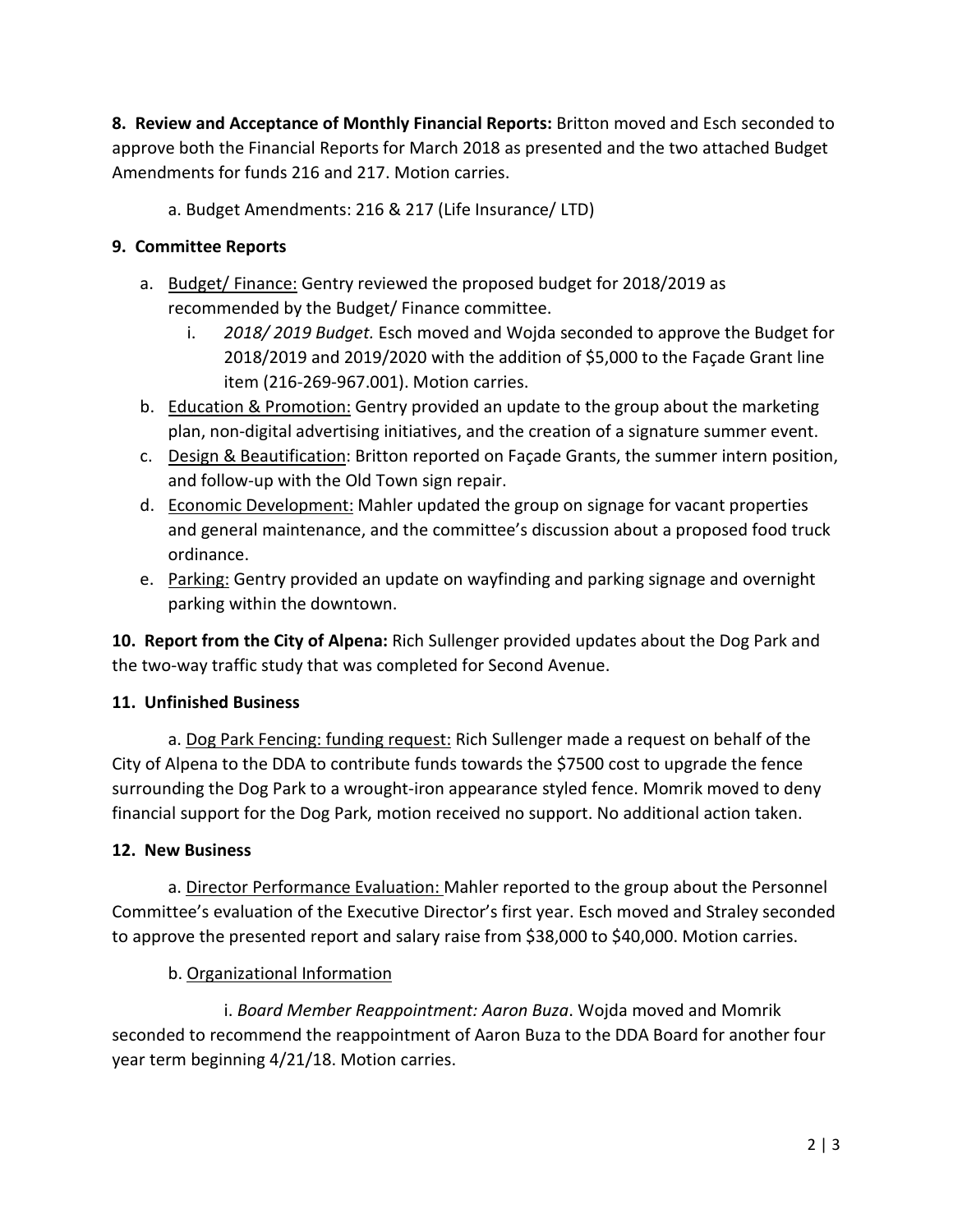**8. Review and Acceptance of Monthly Financial Reports:** Britton moved and Esch seconded to approve both the Financial Reports for March 2018 as presented and the two attached Budget Amendments for funds 216 and 217. Motion carries.

a. Budget Amendments: 216 & 217 (Life Insurance/ LTD)

**9. Committee Reports**

a. Budget/ Finance: Gentry reviewed the proposed budget for 2018/2019 as recommended by the Budget/ Finance committee.
   i. *2018/ 2019 Budget.* Esch moved and Wojda seconded to approve the Budget for 2018/2019 and 2019/2020 with the addition of $5,000 to the Façade Grant line item (216-269-967.001). Motion carries.

b. Education & Promotion: Gentry provided an update to the group about the marketing plan, non-digital advertising initiatives, and the creation of a signature summer event.

c. Design & Beautification: Britton reported on Façade Grants, the summer intern position, and follow-up with the Old Town sign repair.

d. Economic Development: Mahler updated the group on signage for vacant properties and general maintenance, and the committee's discussion about a proposed food truck ordinance.

e. Parking: Gentry provided an update on wayfinding and parking signage and overnight parking within the downtown.

**10. Report from the City of Alpena:** Rich Sullenger provided updates about the Dog Park and the two-way traffic study that was completed for Second Avenue.

**11. Unfinished Business**

a. Dog Park Fencing: funding request: Rich Sullenger made a request on behalf of the City of Alpena to the DDA to contribute funds towards the $7500 cost to upgrade the fence surrounding the Dog Park to a wrought-iron appearance styled fence. Momrik moved to deny financial support for the Dog Park, motion received no support. No additional action taken.

**12. New Business**

a. Director Performance Evaluation: Mahler reported to the group about the Personnel Committee's evaluation of the Executive Director's first year. Esch moved and Straley seconded to approve the presented report and salary raise from $38,000 to $40,000. Motion carries.

b. Organizational Information

i. *Board Member Reappointment: Aaron Buza*. Wojda moved and Momrik seconded to recommend the reappointment of Aaron Buza to the DDA Board for another four year term beginning 4/21/18. Motion carries.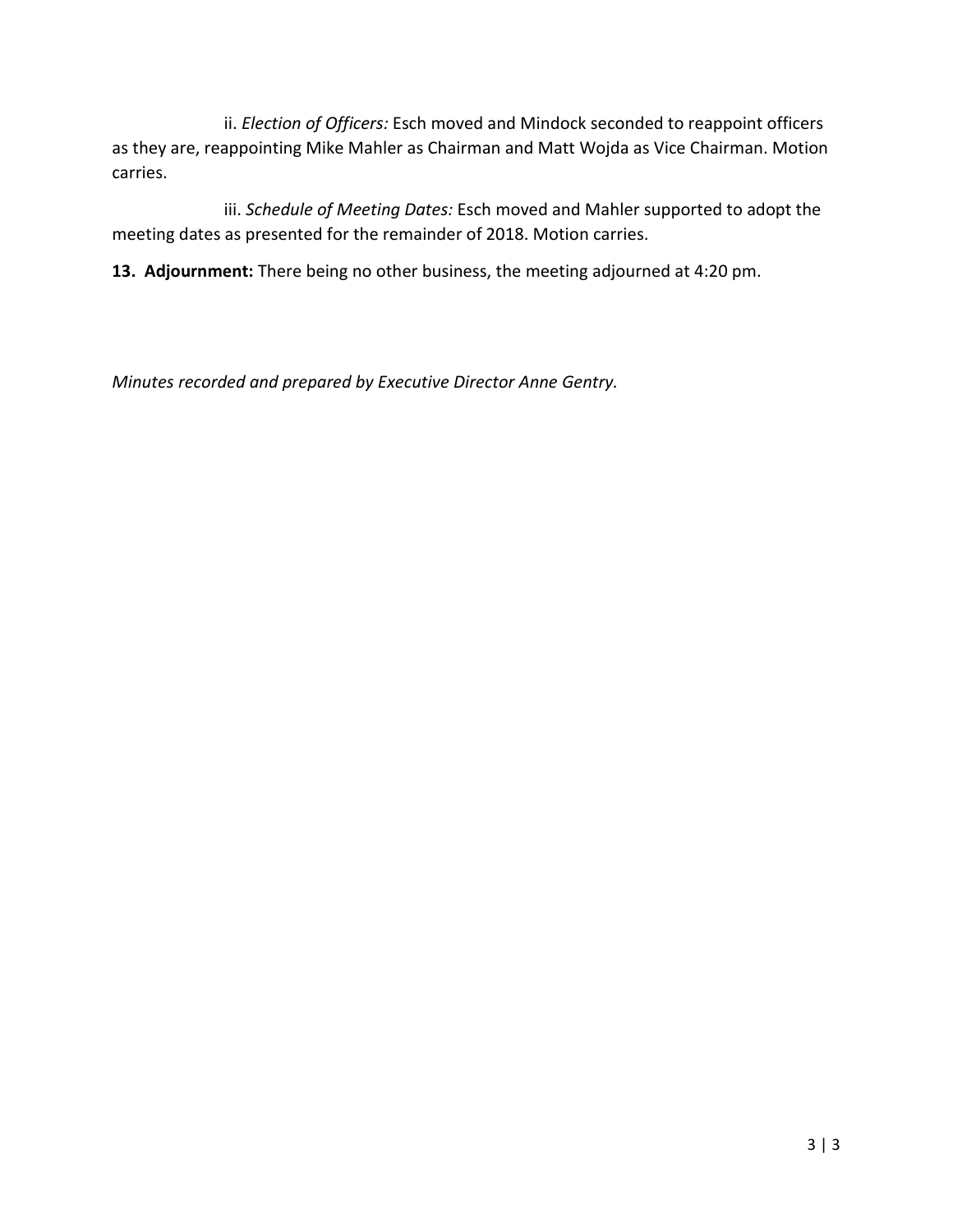ii. *Election of Officers:* Esch moved and Mindock seconded to reappoint officers as they are, reappointing Mike Mahler as Chairman and Matt Wojda as Vice Chairman. Motion carries.

iii. *Schedule of Meeting Dates:* Esch moved and Mahler supported to adopt the meeting dates as presented for the remainder of 2018. Motion carries.

**13. Adjournment:** There being no other business, the meeting adjourned at 4:20 pm.

*Minutes recorded and prepared by Executive Director Anne Gentry.*